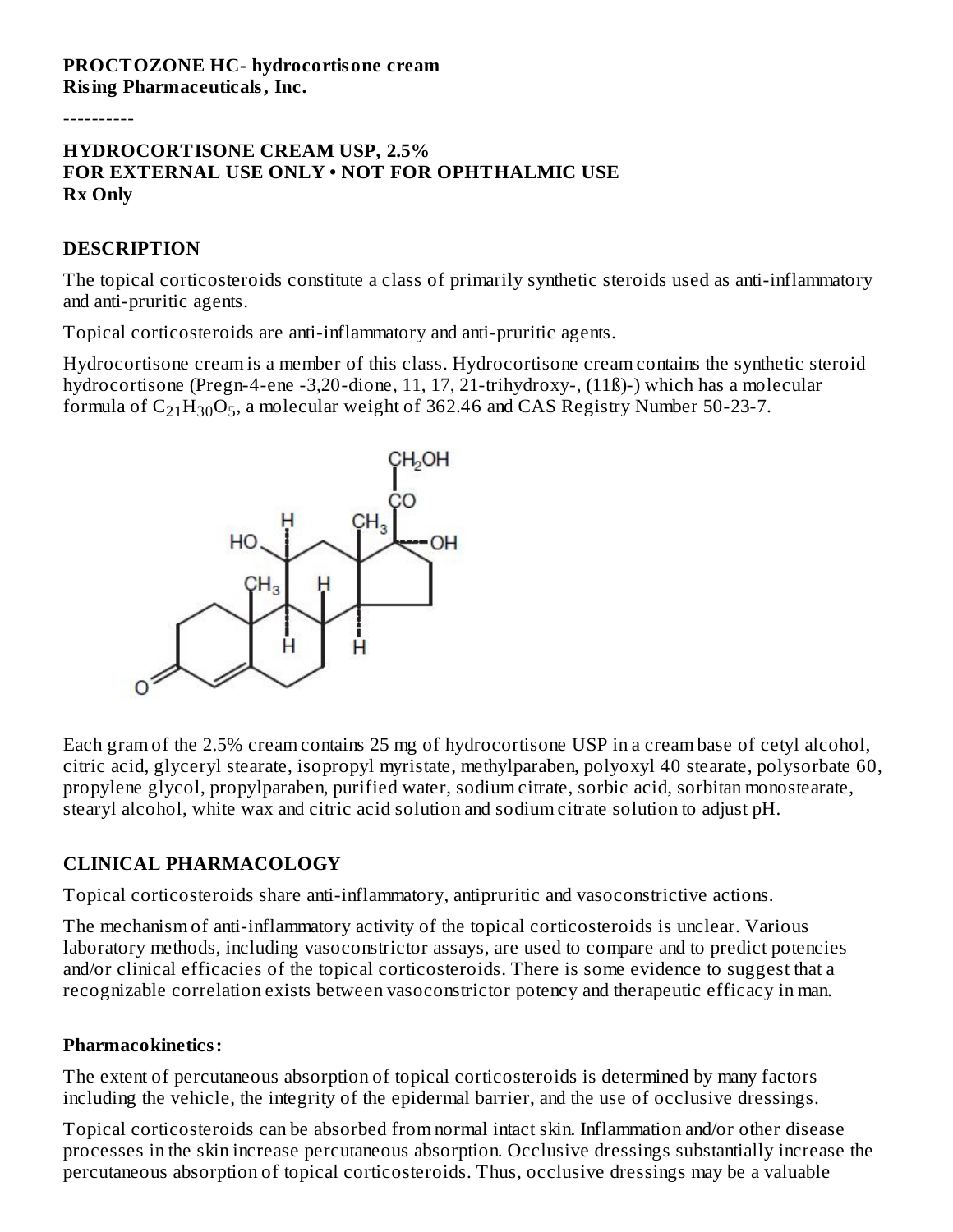**PROCTOZONE HC- hydrocortisone cream**
**Rising Pharmaceuticals, Inc.**

----------

**HYDROCORTISONE CREAM USP, 2.5%**
**FOR EXTERNAL USE ONLY • NOT FOR OPHTHALMIC USE**
**Rx Only**

## DESCRIPTION

The topical corticosteroids constitute a class of primarily synthetic steroids used as anti-inflammatory and anti-pruritic agents.

Topical corticosteroids are anti-inflammatory and anti-pruritic agents.

Hydrocortisone cream is a member of this class. Hydrocortisone cream contains the synthetic steroid hydrocortisone (Pregn-4-ene -3,20-dione, 11, 17, 21-trihydroxy-, (11ß)-) which has a molecular formula of $C_{21}H_{30}O_5$, a molecular weight of 362.46 and CAS Registry Number 50-23-7.

Each gram of the 2.5% cream contains 25 mg of hydrocortisone USP in a cream base of cetyl alcohol, citric acid, glyceryl stearate, isopropyl myristate, methylparaben, polyoxyl 40 stearate, polysorbate 60, propylene glycol, propylparaben, purified water, sodium citrate, sorbic acid, sorbitan monostearate, stearyl alcohol, white wax and citric acid solution and sodium citrate solution to adjust pH.

## CLINICAL PHARMACOLOGY

Topical corticosteroids share anti-inflammatory, antipruritic and vasoconstrictive actions.

The mechanism of anti-inflammatory activity of the topical corticosteroids is unclear. Various laboratory methods, including vasoconstrictor assays, are used to compare and to predict potencies and/or clinical efficacies of the topical corticosteroids. There is some evidence to suggest that a recognizable correlation exists between vasoconstrictor potency and therapeutic efficacy in man.

### Pharmacokinetics:

The extent of percutaneous absorption of topical corticosteroids is determined by many factors including the vehicle, the integrity of the epidermal barrier, and the use of occlusive dressings.

Topical corticosteroids can be absorbed from normal intact skin. Inflammation and/or other disease processes in the skin increase percutaneous absorption. Occlusive dressings substantially increase the percutaneous absorption of topical corticosteroids. Thus, occlusive dressings may be a valuable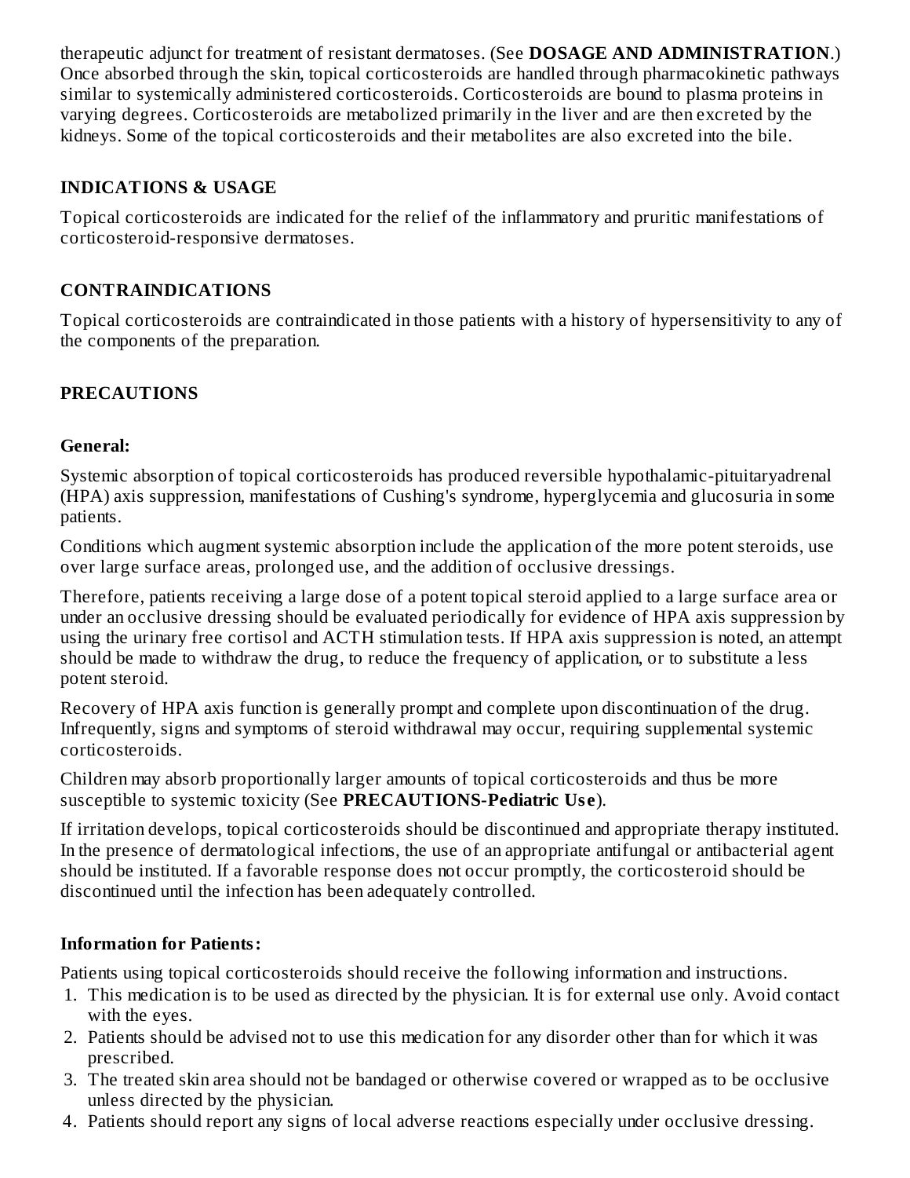therapeutic adjunct for treatment of resistant dermatoses. (See **DOSAGE AND ADMINISTRATION**.) Once absorbed through the skin, topical corticosteroids are handled through pharmacokinetic pathways similar to systemically administered corticosteroids. Corticosteroids are bound to plasma proteins in varying degrees. Corticosteroids are metabolized primarily in the liver and are then excreted by the kidneys. Some of the topical corticosteroids and their metabolites are also excreted into the bile.

## INDICATIONS & USAGE

Topical corticosteroids are indicated for the relief of the inflammatory and pruritic manifestations of corticosteroid-responsive dermatoses.

## CONTRAINDICATIONS

Topical corticosteroids are contraindicated in those patients with a history of hypersensitivity to any of the components of the preparation.

## PRECAUTIONS

### General:

Systemic absorption of topical corticosteroids has produced reversible hypothalamic-pituitaryadrenal (HPA) axis suppression, manifestations of Cushing's syndrome, hyperglycemia and glucosuria in some patients.

Conditions which augment systemic absorption include the application of the more potent steroids, use over large surface areas, prolonged use, and the addition of occlusive dressings.

Therefore, patients receiving a large dose of a potent topical steroid applied to a large surface area or under an occlusive dressing should be evaluated periodically for evidence of HPA axis suppression by using the urinary free cortisol and ACTH stimulation tests. If HPA axis suppression is noted, an attempt should be made to withdraw the drug, to reduce the frequency of application, or to substitute a less potent steroid.

Recovery of HPA axis function is generally prompt and complete upon discontinuation of the drug. Infrequently, signs and symptoms of steroid withdrawal may occur, requiring supplemental systemic corticosteroids.

Children may absorb proportionally larger amounts of topical corticosteroids and thus be more susceptible to systemic toxicity (See **PRECAUTIONS-Pediatric Use**).

If irritation develops, topical corticosteroids should be discontinued and appropriate therapy instituted. In the presence of dermatological infections, the use of an appropriate antifungal or antibacterial agent should be instituted. If a favorable response does not occur promptly, the corticosteroid should be discontinued until the infection has been adequately controlled.

### Information for Patients:

Patients using topical corticosteroids should receive the following information and instructions.

1. This medication is to be used as directed by the physician. It is for external use only. Avoid contact with the eyes.
2. Patients should be advised not to use this medication for any disorder other than for which it was prescribed.
3. The treated skin area should not be bandaged or otherwise covered or wrapped as to be occlusive unless directed by the physician.
4. Patients should report any signs of local adverse reactions especially under occlusive dressing.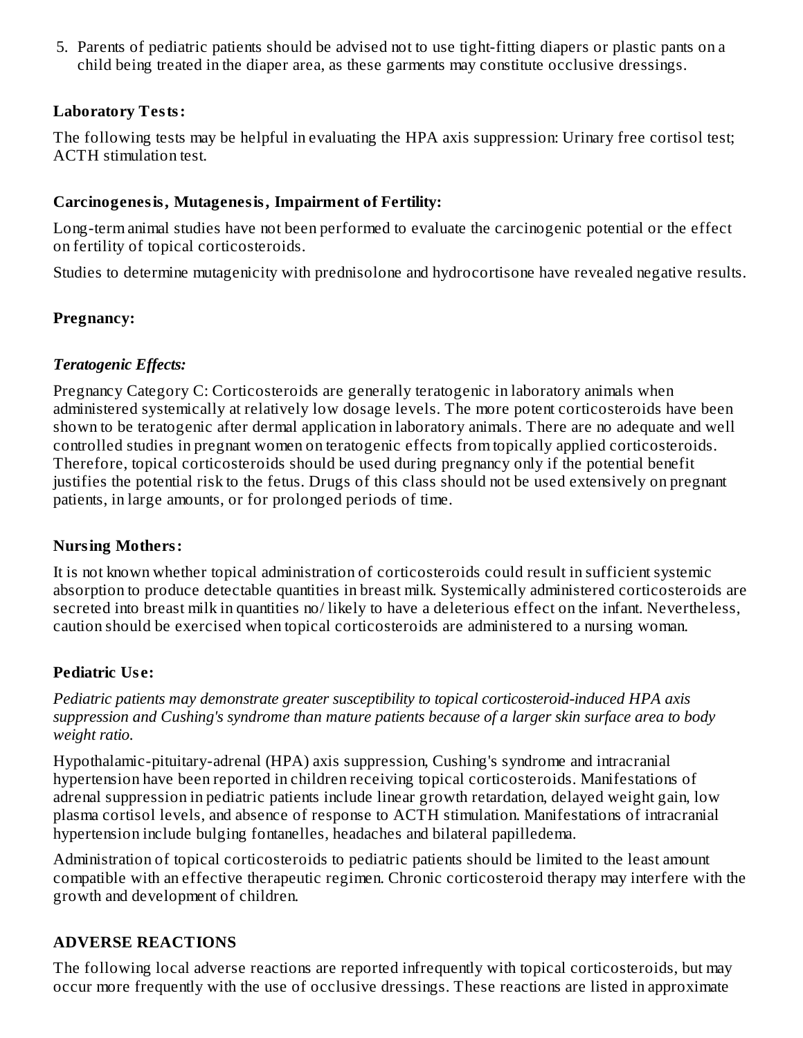5. Parents of pediatric patients should be advised not to use tight-fitting diapers or plastic pants on a child being treated in the diaper area, as these garments may constitute occlusive dressings.

**Laboratory Tests:**

The following tests may be helpful in evaluating the HPA axis suppression: Urinary free cortisol test; ACTH stimulation test.

**Carcinogenesis, Mutagenesis, Impairment of Fertility:**

Long-term animal studies have not been performed to evaluate the carcinogenic potential or the effect on fertility of topical corticosteroids.

Studies to determine mutagenicity with prednisolone and hydrocortisone have revealed negative results.

**Pregnancy:**

***Teratogenic Effects:***

Pregnancy Category C: Corticosteroids are generally teratogenic in laboratory animals when administered systemically at relatively low dosage levels. The more potent corticosteroids have been shown to be teratogenic after dermal application in laboratory animals. There are no adequate and well controlled studies in pregnant women on teratogenic effects from topically applied corticosteroids. Therefore, topical corticosteroids should be used during pregnancy only if the potential benefit justifies the potential risk to the fetus. Drugs of this class should not be used extensively on pregnant patients, in large amounts, or for prolonged periods of time.

**Nursing Mothers:**

It is not known whether topical administration of corticosteroids could result in sufficient systemic absorption to produce detectable quantities in breast milk. Systemically administered corticosteroids are secreted into breast milk in quantities no/ likely to have a deleterious effect on the infant. Nevertheless, caution should be exercised when topical corticosteroids are administered to a nursing woman.

**Pediatric Use:**

*Pediatric patients may demonstrate greater susceptibility to topical corticosteroid-induced HPA axis suppression and Cushing's syndrome than mature patients because of a larger skin surface area to body weight ratio.*

Hypothalamic-pituitary-adrenal (HPA) axis suppression, Cushing's syndrome and intracranial hypertension have been reported in children receiving topical corticosteroids. Manifestations of adrenal suppression in pediatric patients include linear growth retardation, delayed weight gain, low plasma cortisol levels, and absence of response to ACTH stimulation. Manifestations of intracranial hypertension include bulging fontanelles, headaches and bilateral papilledema.

Administration of topical corticosteroids to pediatric patients should be limited to the least amount compatible with an effective therapeutic regimen. Chronic corticosteroid therapy may interfere with the growth and development of children.

## ADVERSE REACTIONS

The following local adverse reactions are reported infrequently with topical corticosteroids, but may occur more frequently with the use of occlusive dressings. These reactions are listed in approximate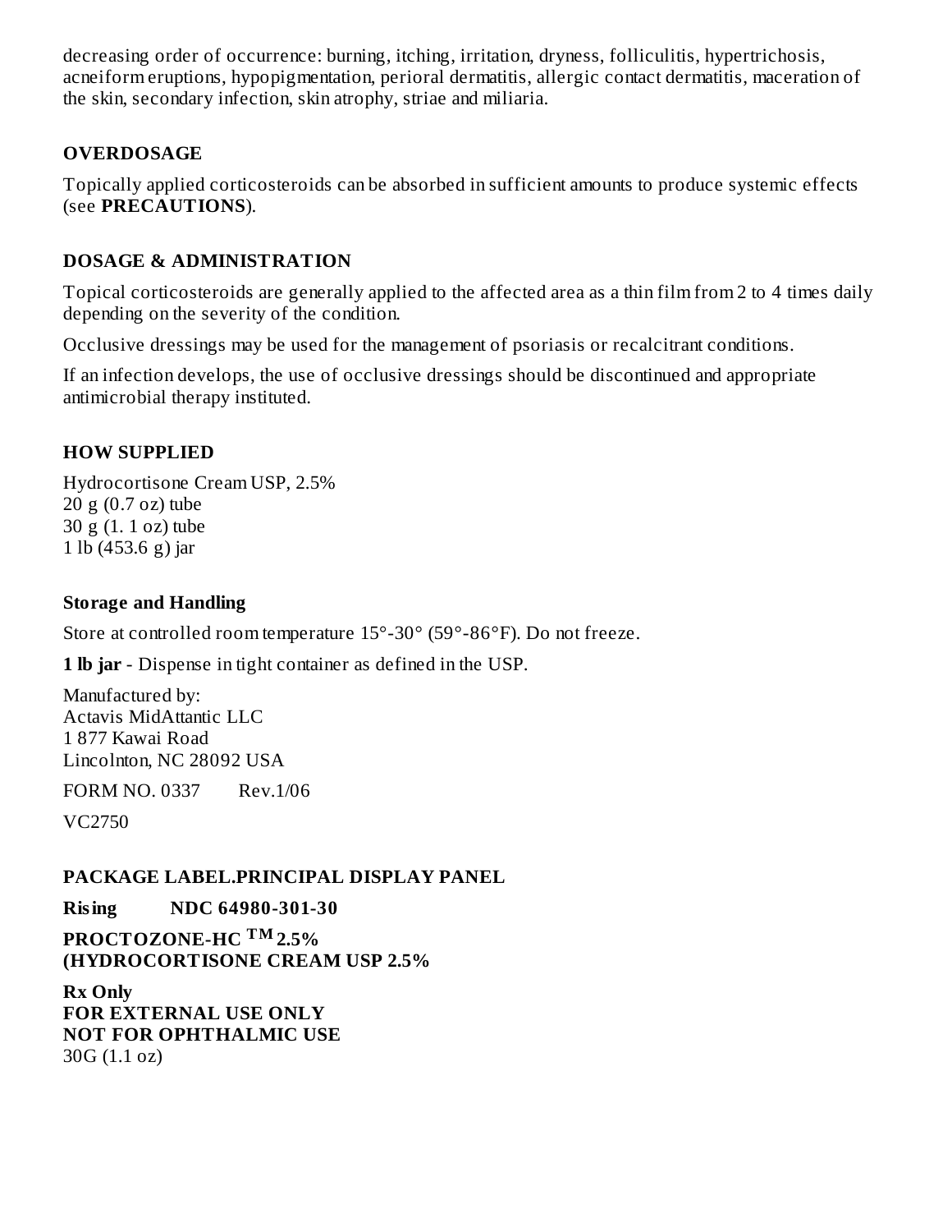decreasing order of occurrence: burning, itching, irritation, dryness, folliculitis, hypertrichosis, acneiform eruptions, hypopigmentation, perioral dermatitis, allergic contact dermatitis, maceration of the skin, secondary infection, skin atrophy, striae and miliaria.

## OVERDOSAGE

Topically applied corticosteroids can be absorbed in sufficient amounts to produce systemic effects (see **PRECAUTIONS**).

## DOSAGE & ADMINISTRATION

Topical corticosteroids are generally applied to the affected area as a thin film from 2 to 4 times daily depending on the severity of the condition.

Occlusive dressings may be used for the management of psoriasis or recalcitrant conditions.

If an infection develops, the use of occlusive dressings should be discontinued and appropriate antimicrobial therapy instituted.

## HOW SUPPLIED

Hydrocortisone Cream USP, 2.5%
20 g (0.7 oz) tube
30 g (1. 1 oz) tube
1 lb (453.6 g) jar

### Storage and Handling

Store at controlled room temperature 15°-30° (59°-86°F). Do not freeze.

**1 lb jar** - Dispense in tight container as defined in the USP.

Manufactured by:
Actavis MidAttantic LLC
1 877 Kawai Road
Lincolnton, NC 28092 USA

FORM NO. 0337    Rev.1/06

VC2750

## PACKAGE LABEL.PRINCIPAL DISPLAY PANEL

**Rising    NDC 64980-301-30**

**PROCTOZONE-HC ™ 2.5%**
**(HYDROCORTISONE CREAM USP 2.5%**

**Rx Only**
**FOR EXTERNAL USE ONLY**
**NOT FOR OPHTHALMIC USE**
30G (1.1 oz)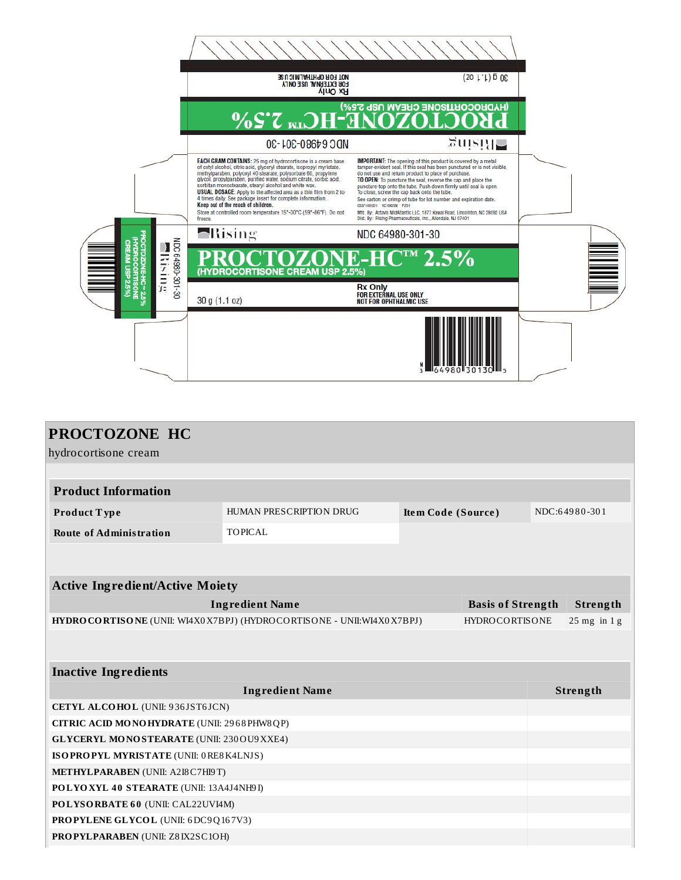Rising

NDC 64980-301-30

**PROCTOZONE-HC™ 2.5%**
**(HYDROCORTISONE CREAM USP 2.5%)**

30 g (1.1 oz)

Rx Only
FOR EXTERNAL USE ONLY
NOT FOR OPHTHALMIC USE

**EACH GRAM CONTAINS:** 25 mg of hydrocortisone in a cream base of cetyl alcohol, citric acid, glyceryl stearate, isopropyl myristate, methylparaben, polyoxyl 40 stearate, polysorbate 60, propylene glycol, propylparaben, purified water, sodium citrate, sorbic acid, sorbitan monostearate, stearyl alcohol and white wax.
**USUAL DOSAGE:** Apply to the affected area as a thin film from 2 to 4 times daily. See package insert for complete information.
**Keep out of the reach of children.**
Store at controlled room temperature 15°-30°C (59°-86°F). Do not freeze.

**IMPORTANT:** The opening of this product is covered by a metal tamper-evident seal. If this seal has been punctured or is not visible, do not use and return product to place of purchase.
**TO OPEN:** To puncture the seal, reverse the cap and place the puncture-top onto the tube. Push down firmly until seal is open.
To close, screw the cap back onto the tube.
See carton or crimp of tube for lot number and expiration date.
Mfd. By: Actavis MidAtlantic LLC, 1877 Kawai Road, Lincolnton, NC 28092 USA
Dist. By: Rising Pharmaceuticals, Inc., Allendale, NJ 07401

N 3 64980 30130 5

# PROCTOZONE HC

hydrocortisone cream

| Product Information | | | |
|---|---|---|---|
| **Product Type** | HUMAN PRESCRIPTION DRUG | **Item Code (Source)** | NDC:64980-301 |
| **Route of Administration** | TOPICAL | | |

| Active Ingredient/Active Moiety | | |
|---|---|---|
| **Ingredient Name** | **Basis of Strength** | **Strength** |
| **HYDROCORTISONE** (UNII: WI4X0X7BPJ) (HYDROCORTISONE - UNII:WI4X0X7BPJ) | HYDROCORTISONE | 25 mg in 1 g |

| Inactive Ingredients | |
|---|---|
| **Ingredient Name** | **Strength** |
| **CETYL ALCOHOL** (UNII: 936JST6JCN) | |
| **CITRIC ACID MONOHYDRATE** (UNII: 2968PHW8QP) | |
| **GLYCERYL MONOSTEARATE** (UNII: 230OU9XXE4) | |
| **ISOPROPYL MYRISTATE** (UNII: 0RE8K4LNJS) | |
| **METHYLPARABEN** (UNII: A2I8C7HI9T) | |
| **POLYOXYL 40 STEARATE** (UNII: 13A4J4NH9I) | |
| **POLYSORBATE 60** (UNII: CAL22UVI4M) | |
| **PROPYLENE GLYCOL** (UNII: 6DC9Q167V3) | |
| **PROPYLPARABEN** (UNII: Z8IX2SC1OH) | |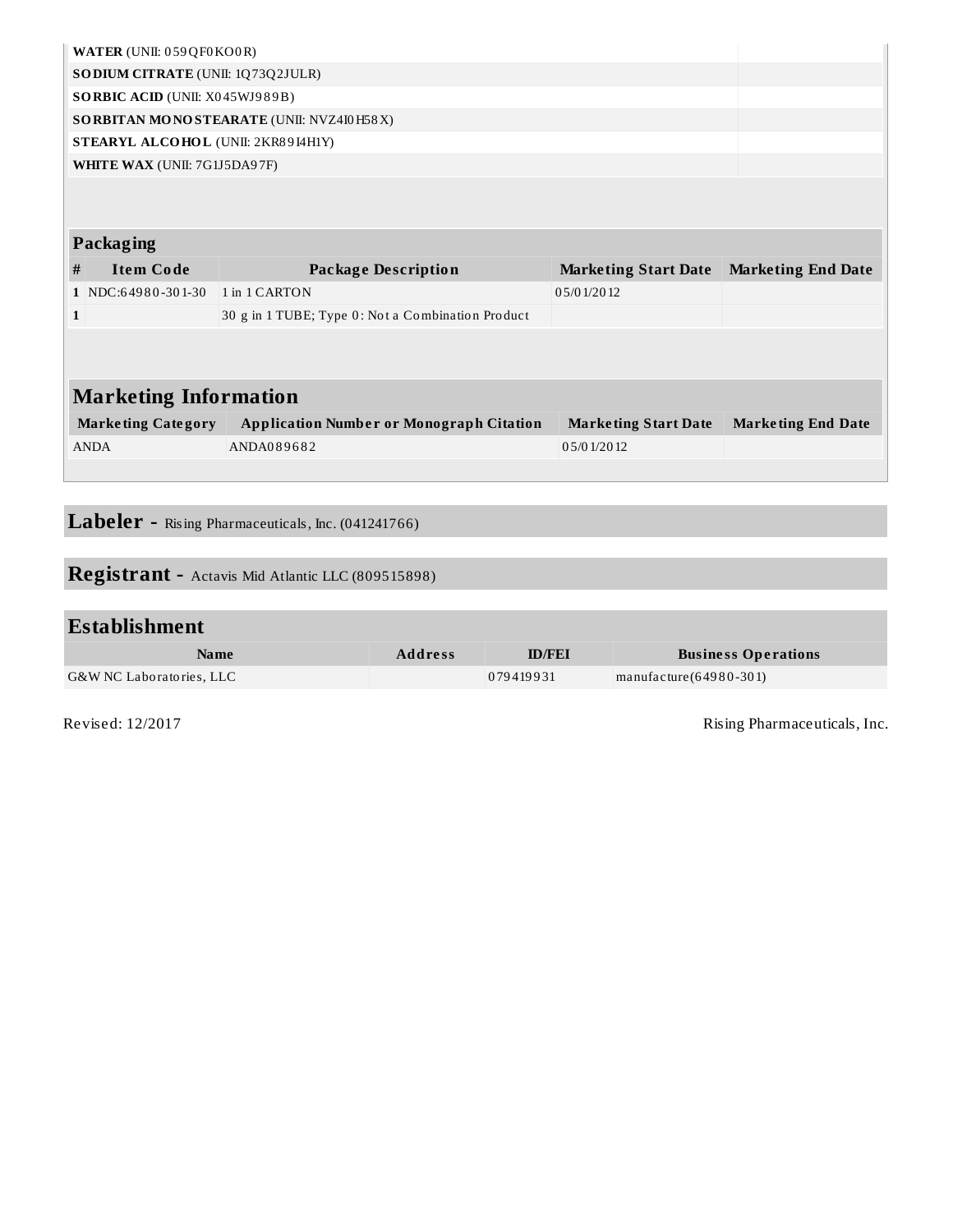| | |
|---|---|
| **WATER** (UNII: 059QF0KO0R) | |
| **SODIUM CITRATE** (UNII: 1Q73Q2JULR) | |
| **SORBIC ACID** (UNII: X045WJ989B) | |
| **SORBITAN MONOSTEARATE** (UNII: NVZ4I0H58X) | |
| **STEARYL ALCOHOL** (UNII: 2KR89I4H1Y) | |
| **WHITE WAX** (UNII: 7G1J5DA97F) | |

### Packaging

| # | Item Code | Package Description | Marketing Start Date | Marketing End Date |
|---|---|---|---|---|
| 1 | NDC:64980-301-30 | 1 in 1 CARTON | 05/01/2012 | |
| 1 | | 30 g in 1 TUBE; Type 0: Not a Combination Product | | |

### Marketing Information

| Marketing Category | Application Number or Monograph Citation | Marketing Start Date | Marketing End Date |
|---|---|---|---|
| ANDA | ANDA089682 | 05/01/2012 | |

## Labeler - Rising Pharmaceuticals, Inc. (041241766)

## Registrant - Actavis Mid Atlantic LLC (809515898)

## Establishment

| Name | Address | ID/FEI | Business Operations |
|---|---|---|---|
| G&W NC Laboratories, LLC | | 079419931 | manufacture(64980-301) |

Revised: 12/2017

Rising Pharmaceuticals, Inc.